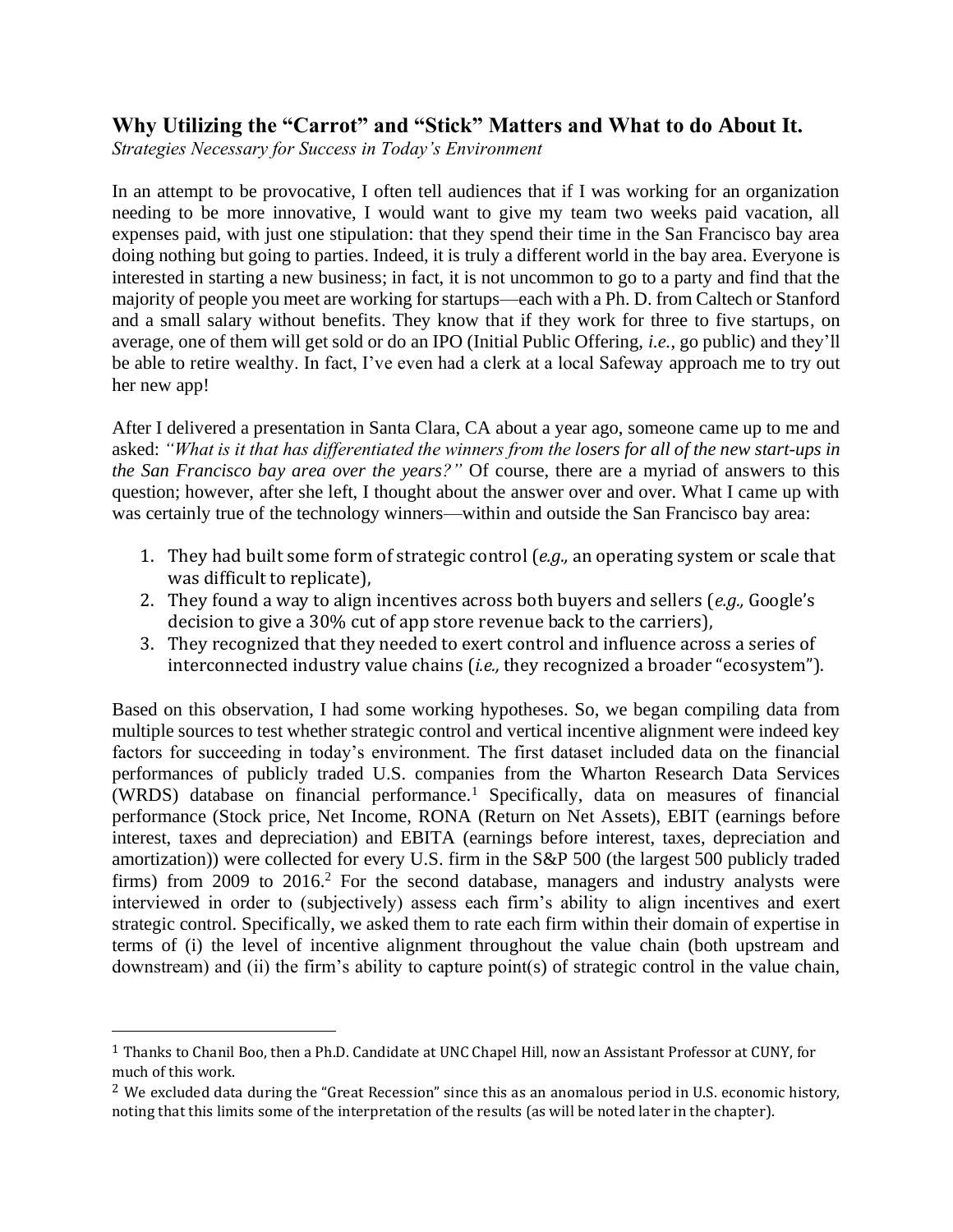## Why Utilizing the "Carrot" and "Stick" Matters and What to do About It.

*Strategies Necessary for Success in Today's Environment*

In an attempt to be provocative, I often tell audiences that if I was working for an organization needing to be more innovative, I would want to give my team two weeks paid vacation, all expenses paid, with just one stipulation: that they spend their time in the San Francisco bay area doing nothing but going to parties. Indeed, it is truly a different world in the bay area. Everyone is interested in starting a new business; in fact, it is not uncommon to go to a party and find that the majority of people you meet are working for startups—each with a Ph. D. from Caltech or Stanford and a small salary without benefits. They know that if they work for three to five startups, on average, one of them will get sold or do an IPO (Initial Public Offering, *i.e.*, go public) and they'll be able to retire wealthy. In fact, I've even had a clerk at a local Safeway approach me to try out her new app!

After I delivered a presentation in Santa Clara, CA about a year ago, someone came up to me and asked: *"What is it that has differentiated the winners from the losers for all of the new start-ups in the San Francisco bay area over the years?"* Of course, there are a myriad of answers to this question; however, after she left, I thought about the answer over and over. What I came up with was certainly true of the technology winners—within and outside the San Francisco bay area:

1. They had built some form of strategic control (*e.g.,* an operating system or scale that was difficult to replicate),
2. They found a way to align incentives across both buyers and sellers (*e.g.,* Google's decision to give a 30% cut of app store revenue back to the carriers),
3. They recognized that they needed to exert control and influence across a series of interconnected industry value chains (*i.e.,* they recognized a broader "ecosystem").

Based on this observation, I had some working hypotheses. So, we began compiling data from multiple sources to test whether strategic control and vertical incentive alignment were indeed key factors for succeeding in today's environment. The first dataset included data on the financial performances of publicly traded U.S. companies from the Wharton Research Data Services (WRDS) database on financial performance.[1] Specifically, data on measures of financial performance (Stock price, Net Income, RONA (Return on Net Assets), EBIT (earnings before interest, taxes and depreciation) and EBITA (earnings before interest, taxes, depreciation and amortization)) were collected for every U.S. firm in the S&P 500 (the largest 500 publicly traded firms) from 2009 to 2016.[2] For the second database, managers and industry analysts were interviewed in order to (subjectively) assess each firm's ability to align incentives and exert strategic control. Specifically, we asked them to rate each firm within their domain of expertise in terms of (i) the level of incentive alignment throughout the value chain (both upstream and downstream) and (ii) the firm's ability to capture point(s) of strategic control in the value chain,

---

[1] Thanks to Chanil Boo, then a Ph.D. Candidate at UNC Chapel Hill, now an Assistant Professor at CUNY, for much of this work.

[2] We excluded data during the "Great Recession" since this as an anomalous period in U.S. economic history, noting that this limits some of the interpretation of the results (as will be noted later in the chapter).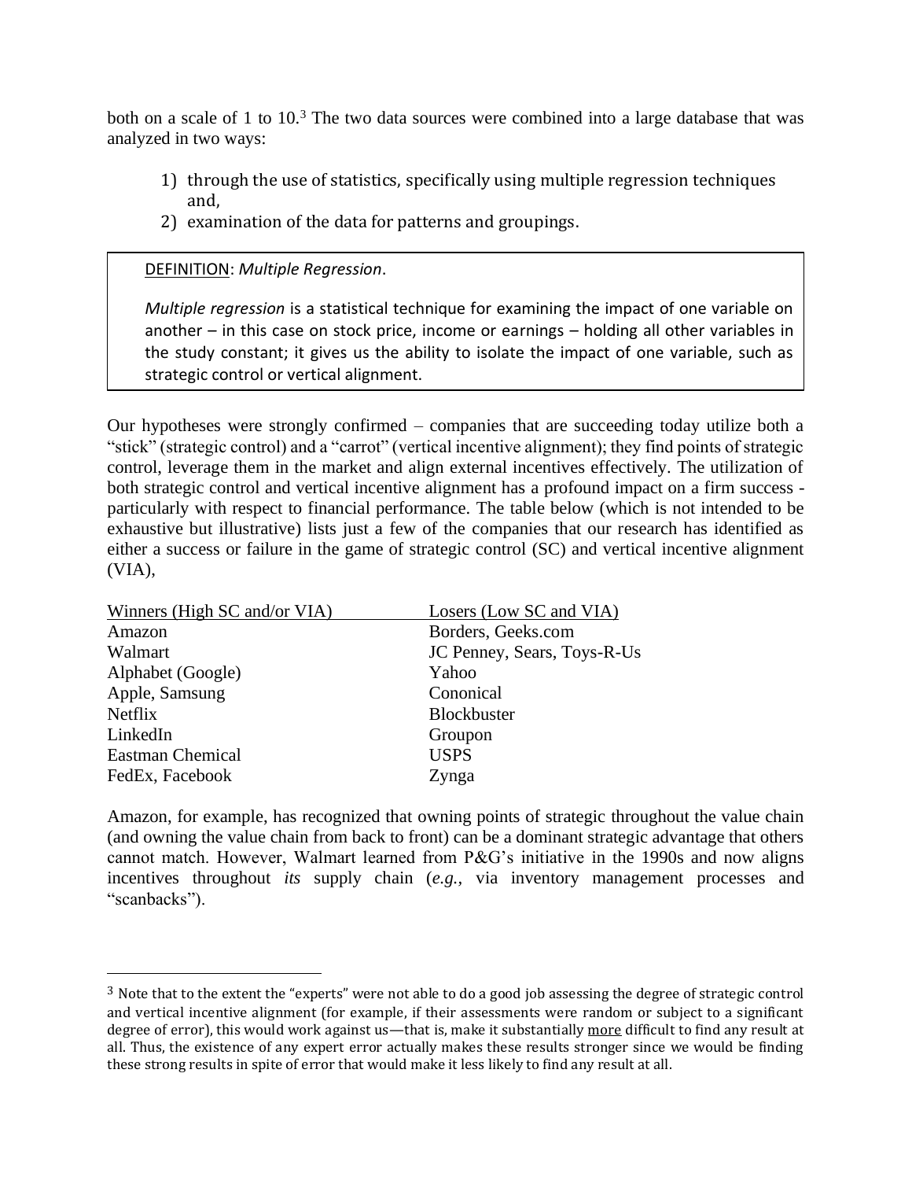both on a scale of 1 to 10.[3] The two data sources were combined into a large database that was analyzed in two ways:

1) through the use of statistics, specifically using multiple regression techniques and,
2) examination of the data for patterns and groupings.

> DEFINITION: *Multiple Regression*.
>
> *Multiple regression* is a statistical technique for examining the impact of one variable on another – in this case on stock price, income or earnings – holding all other variables in the study constant; it gives us the ability to isolate the impact of one variable, such as strategic control or vertical alignment.

Our hypotheses were strongly confirmed – companies that are succeeding today utilize both a "stick" (strategic control) and a "carrot" (vertical incentive alignment); they find points of strategic control, leverage them in the market and align external incentives effectively. The utilization of both strategic control and vertical incentive alignment has a profound impact on a firm success - particularly with respect to financial performance. The table below (which is not intended to be exhaustive but illustrative) lists just a few of the companies that our research has identified as either a success or failure in the game of strategic control (SC) and vertical incentive alignment (VIA),

| Winners (High SC and/or VIA) | Losers (Low SC and VIA) |
|---|---|
| Amazon | Borders, Geeks.com |
| Walmart | JC Penney, Sears, Toys-R-Us |
| Alphabet (Google) | Yahoo |
| Apple, Samsung | Cononical |
| Netflix | Blockbuster |
| LinkedIn | Groupon |
| Eastman Chemical | USPS |
| FedEx, Facebook | Zynga |

Amazon, for example, has recognized that owning points of strategic throughout the value chain (and owning the value chain from back to front) can be a dominant strategic advantage that others cannot match. However, Walmart learned from P&G's initiative in the 1990s and now aligns incentives throughout *its* supply chain (*e.g.*, via inventory management processes and "scanbacks").

[3] Note that to the extent the "experts" were not able to do a good job assessing the degree of strategic control and vertical incentive alignment (for example, if their assessments were random or subject to a significant degree of error), this would work against us—that is, make it substantially more difficult to find any result at all. Thus, the existence of any expert error actually makes these results stronger since we would be finding these strong results in spite of error that would make it less likely to find any result at all.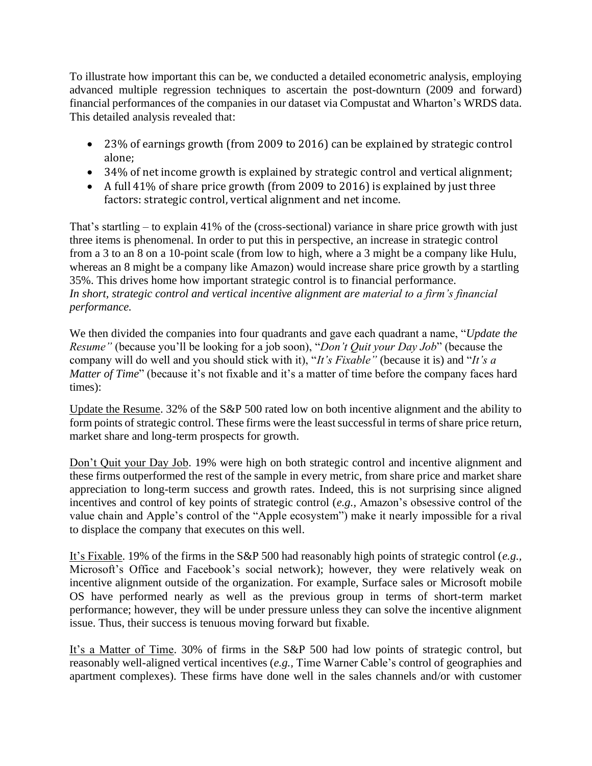To illustrate how important this can be, we conducted a detailed econometric analysis, employing advanced multiple regression techniques to ascertain the post-downturn (2009 and forward) financial performances of the companies in our dataset via Compustat and Wharton's WRDS data. This detailed analysis revealed that:

- 23% of earnings growth (from 2009 to 2016) can be explained by strategic control alone;
- 34% of net income growth is explained by strategic control and vertical alignment;
- A full 41% of share price growth (from 2009 to 2016) is explained by just three factors: strategic control, vertical alignment and net income.

That's startling – to explain 41% of the (cross-sectional) variance in share price growth with just three items is phenomenal. In order to put this in perspective, an increase in strategic control from a 3 to an 8 on a 10-point scale (from low to high, where a 3 might be a company like Hulu, whereas an 8 might be a company like Amazon) would increase share price growth by a startling 35%. This drives home how important strategic control is to financial performance.
*In short, strategic control and vertical incentive alignment are material to a firm's financial performance.*

We then divided the companies into four quadrants and gave each quadrant a name, "*Update the Resume"* (because you'll be looking for a job soon), "*Don't Quit your Day Job*" (because the company will do well and you should stick with it), "*It's Fixable"* (because it is) and "*It's a Matter of Time*" (because it's not fixable and it's a matter of time before the company faces hard times):

<u>Update the Resume</u>. 32% of the S&P 500 rated low on both incentive alignment and the ability to form points of strategic control. These firms were the least successful in terms of share price return, market share and long-term prospects for growth.

<u>Don't Quit your Day Job</u>. 19% were high on both strategic control and incentive alignment and these firms outperformed the rest of the sample in every metric, from share price and market share appreciation to long-term success and growth rates. Indeed, this is not surprising since aligned incentives and control of key points of strategic control (*e.g.,* Amazon's obsessive control of the value chain and Apple's control of the "Apple ecosystem") make it nearly impossible for a rival to displace the company that executes on this well.

<u>It's Fixable</u>. 19% of the firms in the S&P 500 had reasonably high points of strategic control (*e.g.,* Microsoft's Office and Facebook's social network); however, they were relatively weak on incentive alignment outside of the organization. For example, Surface sales or Microsoft mobile OS have performed nearly as well as the previous group in terms of short-term market performance; however, they will be under pressure unless they can solve the incentive alignment issue. Thus, their success is tenuous moving forward but fixable.

<u>It's a Matter of Time</u>. 30% of firms in the S&P 500 had low points of strategic control, but reasonably well-aligned vertical incentives (*e.g.,* Time Warner Cable's control of geographies and apartment complexes). These firms have done well in the sales channels and/or with customer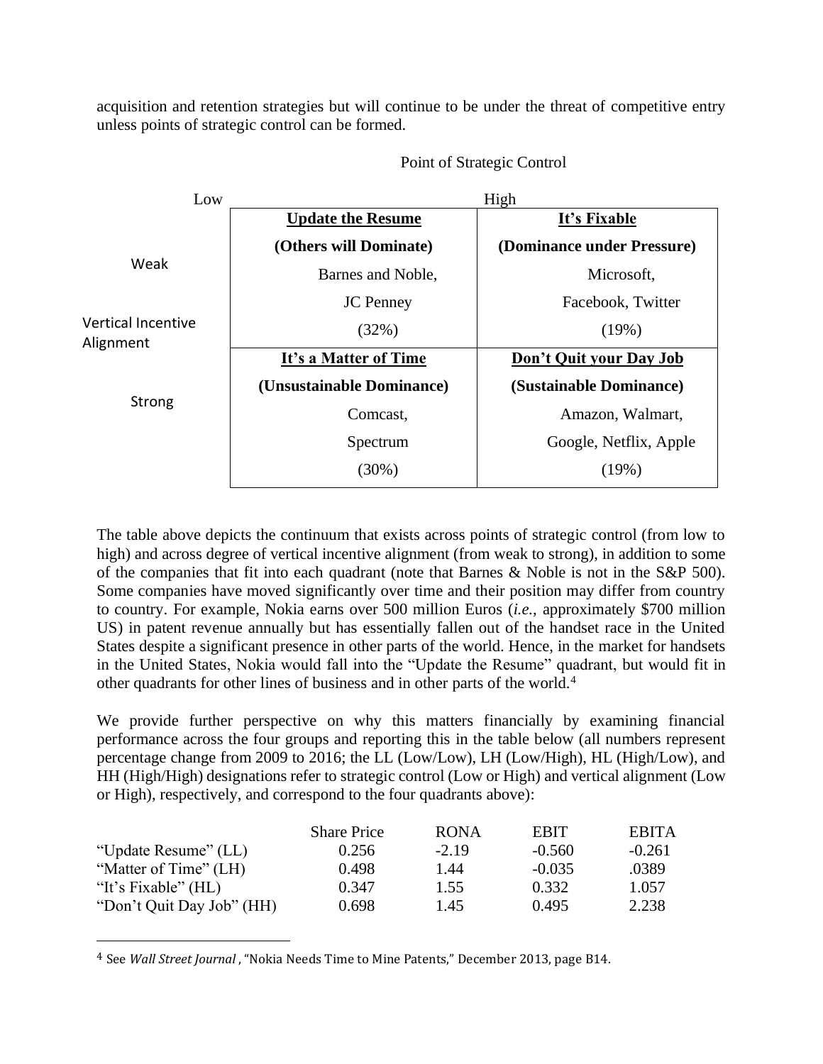acquisition and retention strategies but will continue to be under the threat of competitive entry unless points of strategic control can be formed.

Point of Strategic Control

| Vertical Incentive Alignment | Low | High |
|---|---|---|
| Weak | **Update the Resume**<br>**(Others will Dominate)**<br>Barnes and Noble,<br>JC Penney<br>(32%) | **It's Fixable**<br>**(Dominance under Pressure)**<br>Microsoft,<br>Facebook, Twitter<br>(19%) |
| Strong | **It's a Matter of Time**<br>**(Unsustainable Dominance)**<br>Comcast,<br>Spectrum<br>(30%) | **Don't Quit your Day Job**<br>**(Sustainable Dominance)**<br>Amazon, Walmart,<br>Google, Netflix, Apple<br>(19%) |

The table above depicts the continuum that exists across points of strategic control (from low to high) and across degree of vertical incentive alignment (from weak to strong), in addition to some of the companies that fit into each quadrant (note that Barnes & Noble is not in the S&P 500). Some companies have moved significantly over time and their position may differ from country to country. For example, Nokia earns over 500 million Euros (*i.e.*, approximately $700 million US) in patent revenue annually but has essentially fallen out of the handset race in the United States despite a significant presence in other parts of the world. Hence, in the market for handsets in the United States, Nokia would fall into the "Update the Resume" quadrant, but would fit in other quadrants for other lines of business and in other parts of the world.[4]

We provide further perspective on why this matters financially by examining financial performance across the four groups and reporting this in the table below (all numbers represent percentage change from 2009 to 2016; the LL (Low/Low), LH (Low/High), HL (High/Low), and HH (High/High) designations refer to strategic control (Low or High) and vertical alignment (Low or High), respectively, and correspond to the four quadrants above):

| | Share Price | RONA | EBIT | EBITA |
|---|---|---|---|---|
| "Update Resume" (LL) | 0.256 | -2.19 | -0.560 | -0.261 |
| "Matter of Time" (LH) | 0.498 | 1.44 | -0.035 | .0389 |
| "It's Fixable" (HL) | 0.347 | 1.55 | 0.332 | 1.057 |
| "Don't Quit Day Job" (HH) | 0.698 | 1.45 | 0.495 | 2.238 |

[4] See *Wall Street Journal*, "Nokia Needs Time to Mine Patents," December 2013, page B14.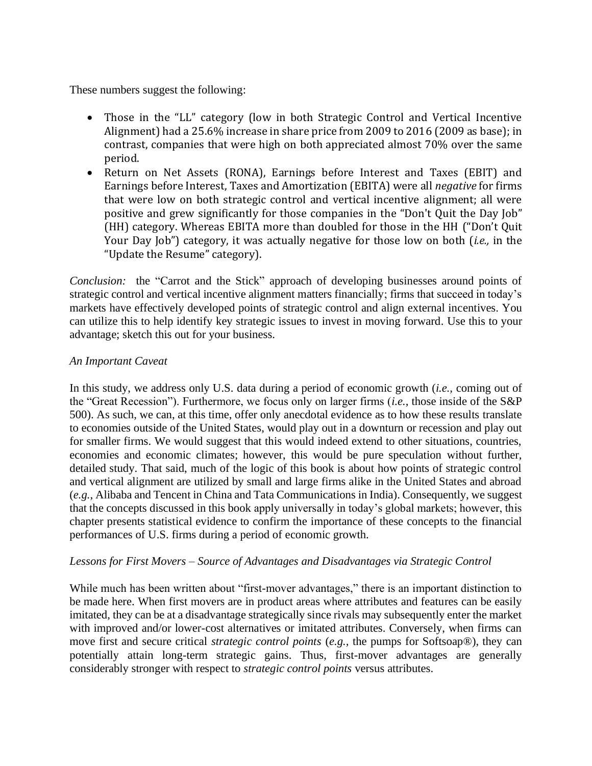These numbers suggest the following:

- Those in the "LL" category (low in both Strategic Control and Vertical Incentive Alignment) had a 25.6% increase in share price from 2009 to 2016 (2009 as base); in contrast, companies that were high on both appreciated almost 70% over the same period.
- Return on Net Assets (RONA), Earnings before Interest and Taxes (EBIT) and Earnings before Interest, Taxes and Amortization (EBITA) were all *negative* for firms that were low on both strategic control and vertical incentive alignment; all were positive and grew significantly for those companies in the "Don't Quit the Day Job" (HH) category. Whereas EBITA more than doubled for those in the HH ("Don't Quit Your Day Job") category, it was actually negative for those low on both (*i.e.,* in the "Update the Resume" category).

*Conclusion:* the "Carrot and the Stick" approach of developing businesses around points of strategic control and vertical incentive alignment matters financially; firms that succeed in today's markets have effectively developed points of strategic control and align external incentives. You can utilize this to help identify key strategic issues to invest in moving forward. Use this to your advantage; sketch this out for your business.

*An Important Caveat*

In this study, we address only U.S. data during a period of economic growth (*i.e.*, coming out of the "Great Recession"). Furthermore, we focus only on larger firms (*i.e.*, those inside of the S&P 500). As such, we can, at this time, offer only anecdotal evidence as to how these results translate to economies outside of the United States, would play out in a downturn or recession and play out for smaller firms. We would suggest that this would indeed extend to other situations, countries, economies and economic climates; however, this would be pure speculation without further, detailed study. That said, much of the logic of this book is about how points of strategic control and vertical alignment are utilized by small and large firms alike in the United States and abroad (*e.g.*, Alibaba and Tencent in China and Tata Communications in India). Consequently, we suggest that the concepts discussed in this book apply universally in today's global markets; however, this chapter presents statistical evidence to confirm the importance of these concepts to the financial performances of U.S. firms during a period of economic growth.

*Lessons for First Movers – Source of Advantages and Disadvantages via Strategic Control*

While much has been written about "first-mover advantages," there is an important distinction to be made here. When first movers are in product areas where attributes and features can be easily imitated, they can be at a disadvantage strategically since rivals may subsequently enter the market with improved and/or lower-cost alternatives or imitated attributes. Conversely, when firms can move first and secure critical *strategic control points* (*e.g.*, the pumps for Softsoap®), they can potentially attain long-term strategic gains. Thus, first-mover advantages are generally considerably stronger with respect to *strategic control points* versus attributes.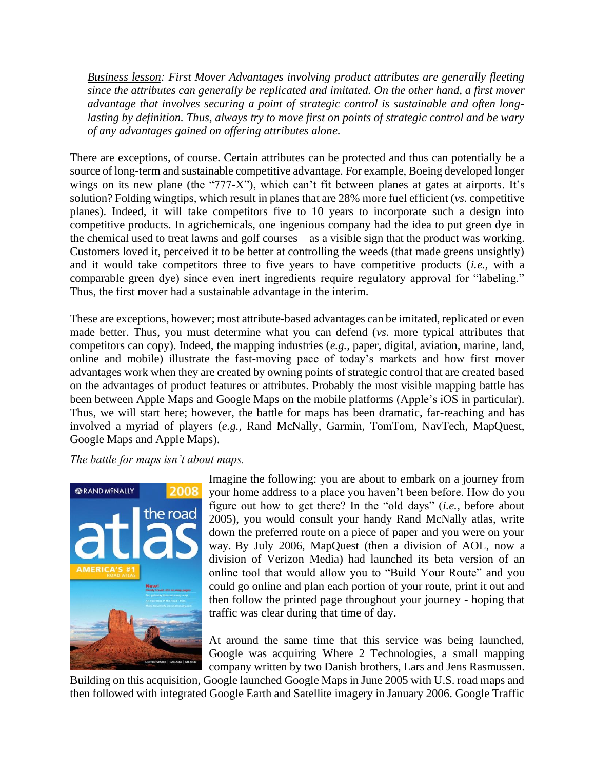*Business lesson: First Mover Advantages involving product attributes are generally fleeting since the attributes can generally be replicated and imitated. On the other hand, a first mover advantage that involves securing a point of strategic control is sustainable and often long-lasting by definition. Thus, always try to move first on points of strategic control and be wary of any advantages gained on offering attributes alone.*

There are exceptions, of course. Certain attributes can be protected and thus can potentially be a source of long-term and sustainable competitive advantage. For example, Boeing developed longer wings on its new plane (the "777-X"), which can't fit between planes at gates at airports. It's solution? Folding wingtips, which result in planes that are 28% more fuel efficient (*vs.* competitive planes). Indeed, it will take competitors five to 10 years to incorporate such a design into competitive products. In agrichemicals, one ingenious company had the idea to put green dye in the chemical used to treat lawns and golf courses—as a visible sign that the product was working. Customers loved it, perceived it to be better at controlling the weeds (that made greens unsightly) and it would take competitors three to five years to have competitive products (*i.e.,* with a comparable green dye) since even inert ingredients require regulatory approval for "labeling." Thus, the first mover had a sustainable advantage in the interim.

These are exceptions, however; most attribute-based advantages can be imitated, replicated or even made better. Thus, you must determine what you can defend (*vs.* more typical attributes that competitors can copy). Indeed, the mapping industries (*e.g.,* paper, digital, aviation, marine, land, online and mobile) illustrate the fast-moving pace of today's markets and how first mover advantages work when they are created by owning points of strategic control that are created based on the advantages of product features or attributes. Probably the most visible mapping battle has been between Apple Maps and Google Maps on the mobile platforms (Apple's iOS in particular). Thus, we will start here; however, the battle for maps has been dramatic, far-reaching and has involved a myriad of players (*e.g.,* Rand McNally, Garmin, TomTom, NavTech, MapQuest, Google Maps and Apple Maps).

*The battle for maps isn't about maps.*

Imagine the following: you are about to embark on a journey from your home address to a place you haven't been before. How do you figure out how to get there? In the "old days" (*i.e.,* before about 2005), you would consult your handy Rand McNally atlas, write down the preferred route on a piece of paper and you were on your way. By July 2006, MapQuest (then a division of AOL, now a division of Verizon Media) had launched its beta version of an online tool that would allow you to "Build Your Route" and you could go online and plan each portion of your route, print it out and then follow the printed page throughout your journey - hoping that traffic was clear during that time of day.

At around the same time that this service was being launched, Google was acquiring Where 2 Technologies, a small mapping company written by two Danish brothers, Lars and Jens Rasmussen. Building on this acquisition, Google launched Google Maps in June 2005 with U.S. road maps and then followed with integrated Google Earth and Satellite imagery in January 2006. Google Traffic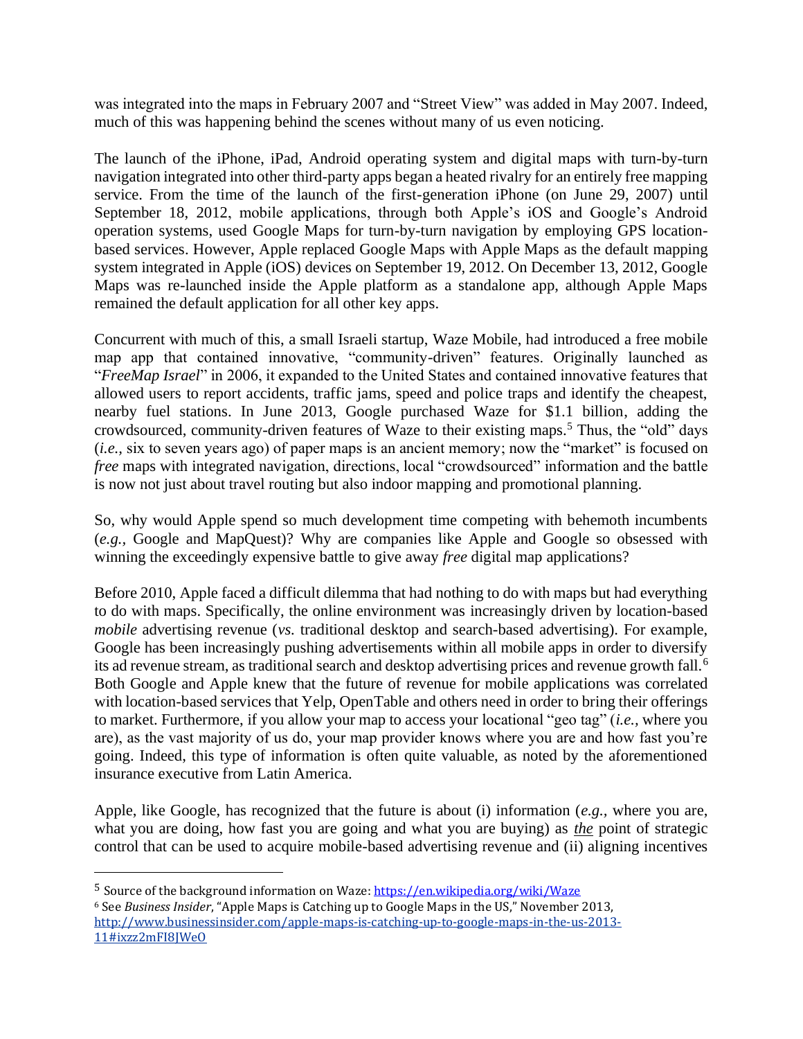was integrated into the maps in February 2007 and "Street View" was added in May 2007. Indeed, much of this was happening behind the scenes without many of us even noticing.

The launch of the iPhone, iPad, Android operating system and digital maps with turn-by-turn navigation integrated into other third-party apps began a heated rivalry for an entirely free mapping service. From the time of the launch of the first-generation iPhone (on June 29, 2007) until September 18, 2012, mobile applications, through both Apple's iOS and Google's Android operation systems, used Google Maps for turn-by-turn navigation by employing GPS location-based services. However, Apple replaced Google Maps with Apple Maps as the default mapping system integrated in Apple (iOS) devices on September 19, 2012. On December 13, 2012, Google Maps was re-launched inside the Apple platform as a standalone app, although Apple Maps remained the default application for all other key apps.

Concurrent with much of this, a small Israeli startup, Waze Mobile, had introduced a free mobile map app that contained innovative, "community-driven" features. Originally launched as "*FreeMap Israel*" in 2006, it expanded to the United States and contained innovative features that allowed users to report accidents, traffic jams, speed and police traps and identify the cheapest, nearby fuel stations. In June 2013, Google purchased Waze for $1.1 billion, adding the crowdsourced, community-driven features of Waze to their existing maps.[5] Thus, the "old" days (*i.e.,* six to seven years ago) of paper maps is an ancient memory; now the "market" is focused on *free* maps with integrated navigation, directions, local "crowdsourced" information and the battle is now not just about travel routing but also indoor mapping and promotional planning.

So, why would Apple spend so much development time competing with behemoth incumbents (*e.g.,* Google and MapQuest)? Why are companies like Apple and Google so obsessed with winning the exceedingly expensive battle to give away *free* digital map applications?

Before 2010, Apple faced a difficult dilemma that had nothing to do with maps but had everything to do with maps. Specifically, the online environment was increasingly driven by location-based *mobile* advertising revenue (*vs.* traditional desktop and search-based advertising). For example, Google has been increasingly pushing advertisements within all mobile apps in order to diversify its ad revenue stream, as traditional search and desktop advertising prices and revenue growth fall.[6] Both Google and Apple knew that the future of revenue for mobile applications was correlated with location-based services that Yelp, OpenTable and others need in order to bring their offerings to market. Furthermore, if you allow your map to access your locational "geo tag" (*i.e.,* where you are), as the vast majority of us do, your map provider knows where you are and how fast you're going. Indeed, this type of information is often quite valuable, as noted by the aforementioned insurance executive from Latin America.

Apple, like Google, has recognized that the future is about (i) information (*e.g.,* where you are, what you are doing, how fast you are going and what you are buying) as ***the*** point of strategic control that can be used to acquire mobile-based advertising revenue and (ii) aligning incentives

---

[5] Source of the background information on Waze: https://en.wikipedia.org/wiki/Waze

[6] See *Business Insider*, "Apple Maps is Catching up to Google Maps in the US," November 2013, http://www.businessinsider.com/apple-maps-is-catching-up-to-google-maps-in-the-us-2013-11#ixzz2mFI8JWeO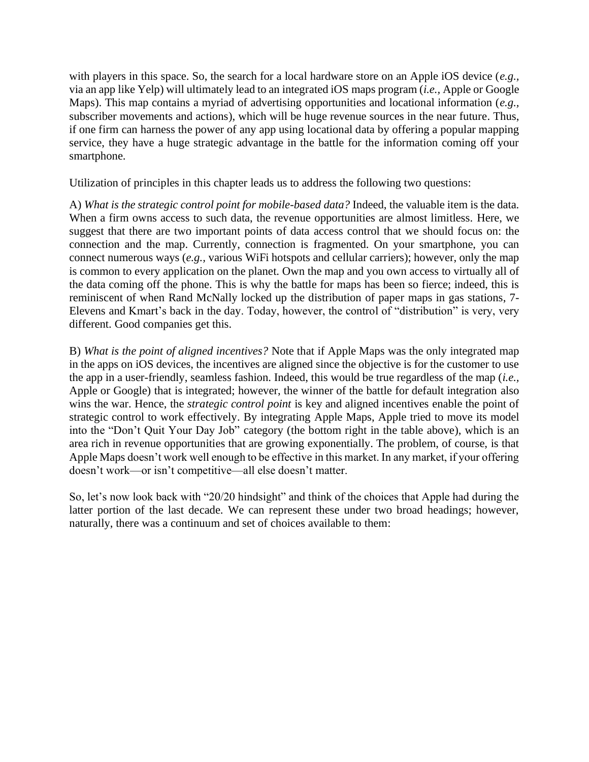with players in this space. So, the search for a local hardware store on an Apple iOS device (*e.g.*, via an app like Yelp) will ultimately lead to an integrated iOS maps program (*i.e.*, Apple or Google Maps). This map contains a myriad of advertising opportunities and locational information (*e.g.*, subscriber movements and actions), which will be huge revenue sources in the near future. Thus, if one firm can harness the power of any app using locational data by offering a popular mapping service, they have a huge strategic advantage in the battle for the information coming off your smartphone.

Utilization of principles in this chapter leads us to address the following two questions:

A) *What is the strategic control point for mobile-based data?* Indeed, the valuable item is the data. When a firm owns access to such data, the revenue opportunities are almost limitless. Here, we suggest that there are two important points of data access control that we should focus on: the connection and the map. Currently, connection is fragmented. On your smartphone, you can connect numerous ways (*e.g.*, various WiFi hotspots and cellular carriers); however, only the map is common to every application on the planet. Own the map and you own access to virtually all of the data coming off the phone. This is why the battle for maps has been so fierce; indeed, this is reminiscent of when Rand McNally locked up the distribution of paper maps in gas stations, 7-Elevens and Kmart's back in the day. Today, however, the control of "distribution" is very, very different. Good companies get this.

B) *What is the point of aligned incentives?* Note that if Apple Maps was the only integrated map in the apps on iOS devices, the incentives are aligned since the objective is for the customer to use the app in a user-friendly, seamless fashion. Indeed, this would be true regardless of the map (*i.e.*, Apple or Google) that is integrated; however, the winner of the battle for default integration also wins the war. Hence, the *strategic control point* is key and aligned incentives enable the point of strategic control to work effectively. By integrating Apple Maps, Apple tried to move its model into the "Don't Quit Your Day Job" category (the bottom right in the table above), which is an area rich in revenue opportunities that are growing exponentially. The problem, of course, is that Apple Maps doesn't work well enough to be effective in this market. In any market, if your offering doesn't work—or isn't competitive—all else doesn't matter.

So, let's now look back with "20/20 hindsight" and think of the choices that Apple had during the latter portion of the last decade. We can represent these under two broad headings; however, naturally, there was a continuum and set of choices available to them: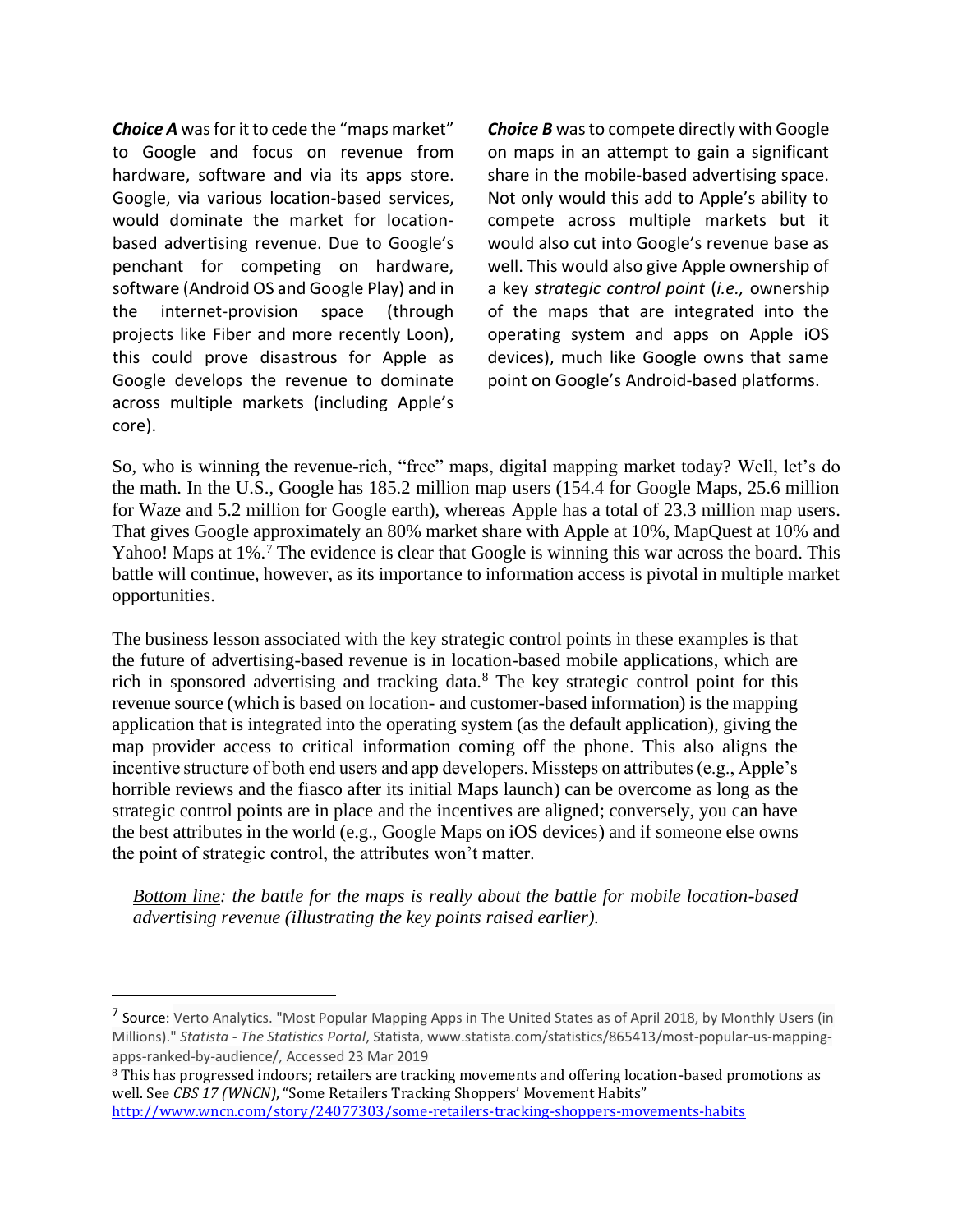***Choice A*** was for it to cede the "maps market" to Google and focus on revenue from hardware, software and via its apps store. Google, via various location-based services, would dominate the market for location-based advertising revenue. Due to Google's penchant for competing on hardware, software (Android OS and Google Play) and in the internet-provision space (through projects like Fiber and more recently Loon), this could prove disastrous for Apple as Google develops the revenue to dominate across multiple markets (including Apple's core).

***Choice B*** was to compete directly with Google on maps in an attempt to gain a significant share in the mobile-based advertising space. Not only would this add to Apple's ability to compete across multiple markets but it would also cut into Google's revenue base as well. This would also give Apple ownership of a key *strategic control point* (*i.e.,* ownership of the maps that are integrated into the operating system and apps on Apple iOS devices), much like Google owns that same point on Google's Android-based platforms.

So, who is winning the revenue-rich, "free" maps, digital mapping market today? Well, let's do the math. In the U.S., Google has 185.2 million map users (154.4 for Google Maps, 25.6 million for Waze and 5.2 million for Google earth), whereas Apple has a total of 23.3 million map users. That gives Google approximately an 80% market share with Apple at 10%, MapQuest at 10% and Yahoo! Maps at 1%.[7] The evidence is clear that Google is winning this war across the board. This battle will continue, however, as its importance to information access is pivotal in multiple market opportunities.

The business lesson associated with the key strategic control points in these examples is that the future of advertising-based revenue is in location-based mobile applications, which are rich in sponsored advertising and tracking data.[8] The key strategic control point for this revenue source (which is based on location- and customer-based information) is the mapping application that is integrated into the operating system (as the default application), giving the map provider access to critical information coming off the phone. This also aligns the incentive structure of both end users and app developers. Missteps on attributes (e.g., Apple's horrible reviews and the fiasco after its initial Maps launch) can be overcome as long as the strategic control points are in place and the incentives are aligned; conversely, you can have the best attributes in the world (e.g., Google Maps on iOS devices) and if someone else owns the point of strategic control, the attributes won't matter.

*<u>Bottom line</u>: the battle for the maps is really about the battle for mobile location-based advertising revenue (illustrating the key points raised earlier).*

---

[7] Source: Verto Analytics. "Most Popular Mapping Apps in The United States as of April 2018, by Monthly Users (in Millions)." *Statista - The Statistics Portal*, Statista, www.statista.com/statistics/865413/most-popular-us-mapping-apps-ranked-by-audience/, Accessed 23 Mar 2019

[8] This has progressed indoors; retailers are tracking movements and offering location-based promotions as well. See *CBS 17 (WNCN)*, "Some Retailers Tracking Shoppers' Movement Habits" http://www.wncn.com/story/24077303/some-retailers-tracking-shoppers-movements-habits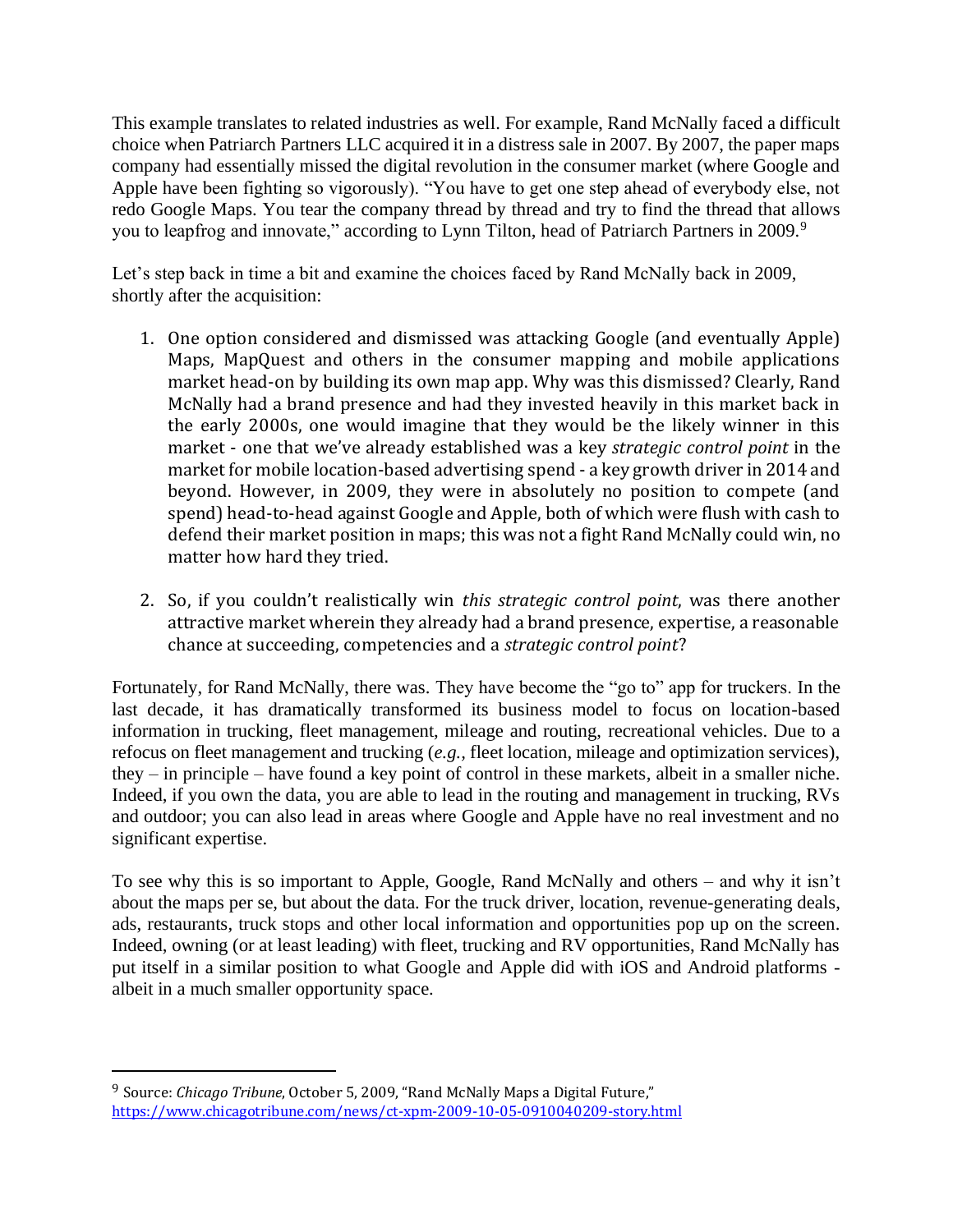This example translates to related industries as well. For example, Rand McNally faced a difficult choice when Patriarch Partners LLC acquired it in a distress sale in 2007. By 2007, the paper maps company had essentially missed the digital revolution in the consumer market (where Google and Apple have been fighting so vigorously). "You have to get one step ahead of everybody else, not redo Google Maps. You tear the company thread by thread and try to find the thread that allows you to leapfrog and innovate," according to Lynn Tilton, head of Patriarch Partners in 2009.[9]

Let's step back in time a bit and examine the choices faced by Rand McNally back in 2009, shortly after the acquisition:

1. One option considered and dismissed was attacking Google (and eventually Apple) Maps, MapQuest and others in the consumer mapping and mobile applications market head-on by building its own map app. Why was this dismissed? Clearly, Rand McNally had a brand presence and had they invested heavily in this market back in the early 2000s, one would imagine that they would be the likely winner in this market - one that we've already established was a key *strategic control point* in the market for mobile location-based advertising spend - a key growth driver in 2014 and beyond. However, in 2009, they were in absolutely no position to compete (and spend) head-to-head against Google and Apple, both of which were flush with cash to defend their market position in maps; this was not a fight Rand McNally could win, no matter how hard they tried.

2. So, if you couldn't realistically win *this strategic control point*, was there another attractive market wherein they already had a brand presence, expertise, a reasonable chance at succeeding, competencies and a *strategic control point*?

Fortunately, for Rand McNally, there was. They have become the "go to" app for truckers. In the last decade, it has dramatically transformed its business model to focus on location-based information in trucking, fleet management, mileage and routing, recreational vehicles. Due to a refocus on fleet management and trucking (*e.g.*, fleet location, mileage and optimization services), they – in principle – have found a key point of control in these markets, albeit in a smaller niche. Indeed, if you own the data, you are able to lead in the routing and management in trucking, RVs and outdoor; you can also lead in areas where Google and Apple have no real investment and no significant expertise.

To see why this is so important to Apple, Google, Rand McNally and others – and why it isn't about the maps per se, but about the data. For the truck driver, location, revenue-generating deals, ads, restaurants, truck stops and other local information and opportunities pop up on the screen. Indeed, owning (or at least leading) with fleet, trucking and RV opportunities, Rand McNally has put itself in a similar position to what Google and Apple did with iOS and Android platforms - albeit in a much smaller opportunity space.

---

[9] Source: *Chicago Tribune*, October 5, 2009, "Rand McNally Maps a Digital Future," https://www.chicagotribune.com/news/ct-xpm-2009-10-05-0910040209-story.html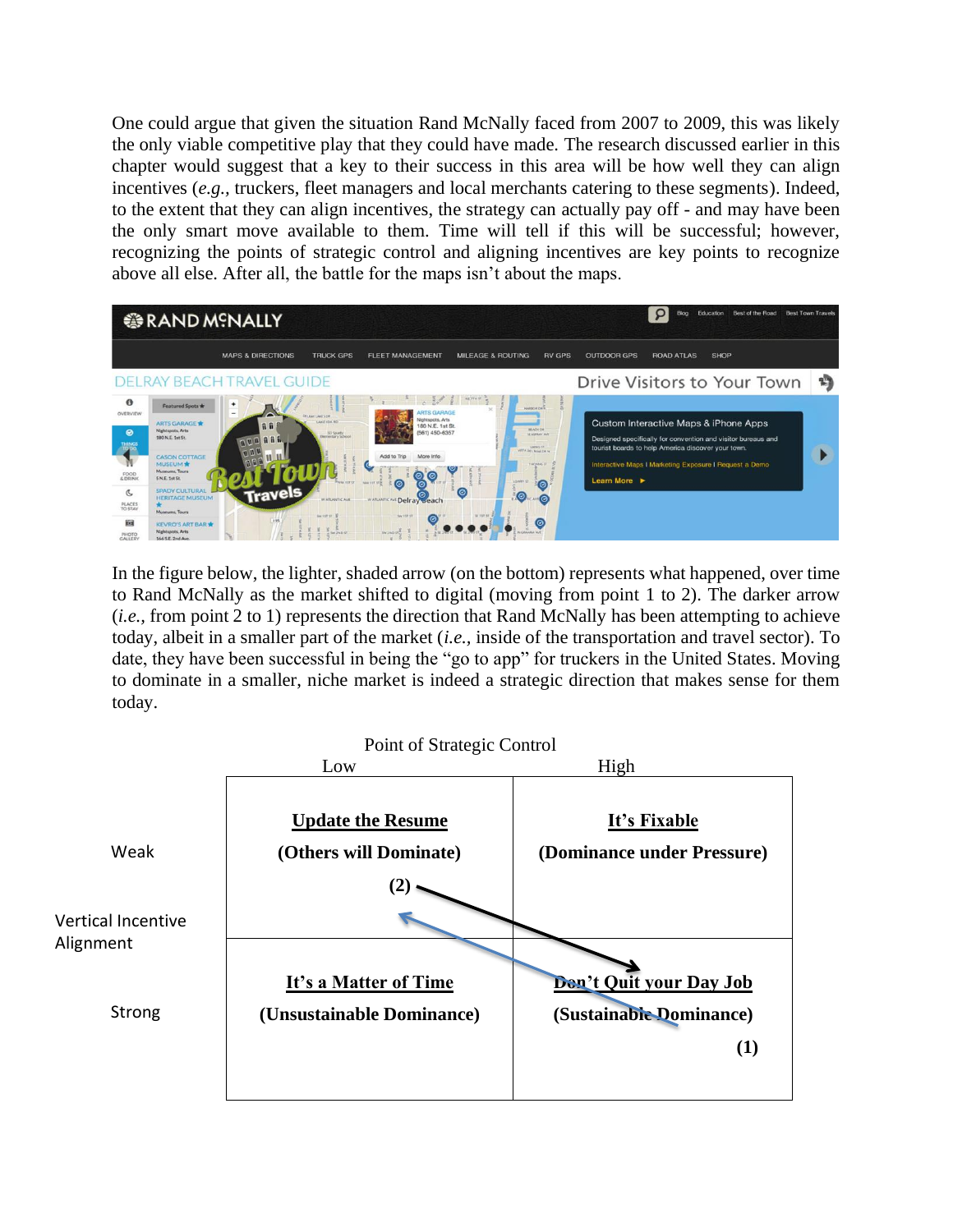One could argue that given the situation Rand McNally faced from 2007 to 2009, this was likely the only viable competitive play that they could have made. The research discussed earlier in this chapter would suggest that a key to their success in this area will be how well they can align incentives (*e.g.*, truckers, fleet managers and local merchants catering to these segments). Indeed, to the extent that they can align incentives, the strategy can actually pay off - and may have been the only smart move available to them. Time will tell if this will be successful; however, recognizing the points of strategic control and aligning incentives are key points to recognize above all else. After all, the battle for the maps isn't about the maps.

In the figure below, the lighter, shaded arrow (on the bottom) represents what happened, over time to Rand McNally as the market shifted to digital (moving from point 1 to 2). The darker arrow (*i.e.*, from point 2 to 1) represents the direction that Rand McNally has been attempting to achieve today, albeit in a smaller part of the market (*i.e.*, inside of the transportation and travel sector). To date, they have been successful in being the "go to app" for truckers in the United States. Moving to dominate in a smaller, niche market is indeed a strategic direction that makes sense for them today.

Point of Strategic Control

| Vertical Incentive Alignment | Low | High |
|---|---|---|
| Weak | **Update the Resume** (Others will Dominate) (2) | **It's Fixable** (Dominance under Pressure) |
| Strong | **It's a Matter of Time** (Unsustainable Dominance) | **Don't Quit your Day Job** (Sustainable Dominance) (1) |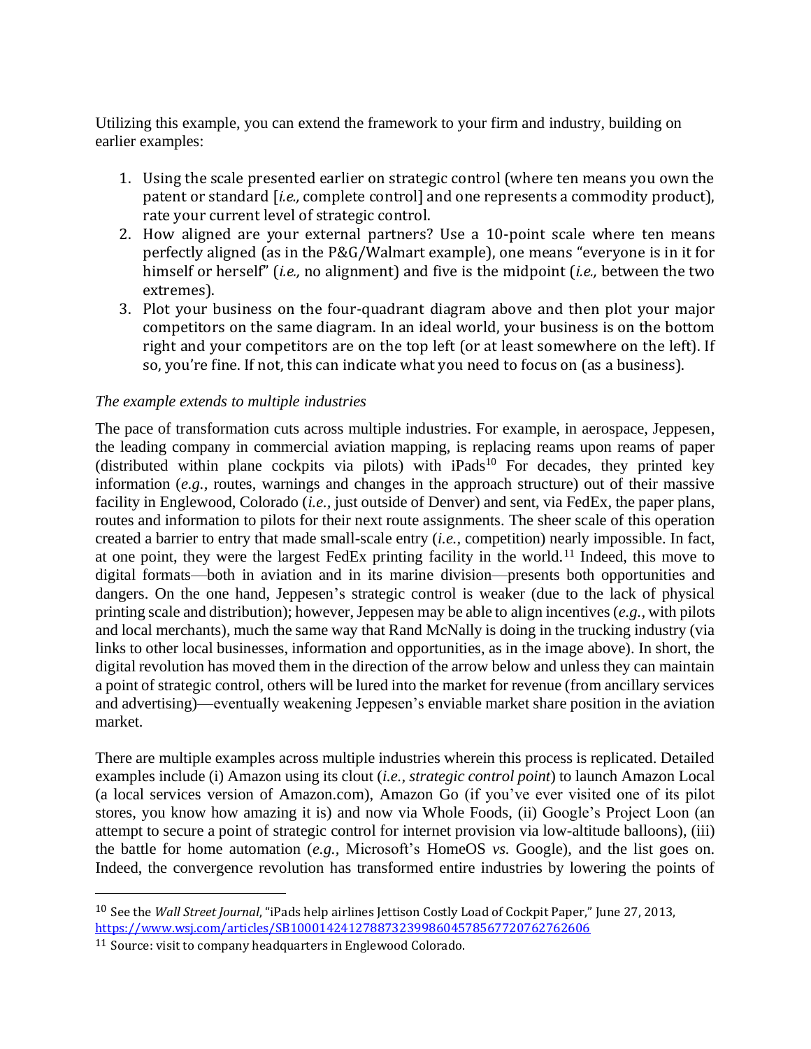Utilizing this example, you can extend the framework to your firm and industry, building on earlier examples:

1. Using the scale presented earlier on strategic control (where ten means you own the patent or standard [*i.e.,* complete control] and one represents a commodity product), rate your current level of strategic control.
2. How aligned are your external partners? Use a 10-point scale where ten means perfectly aligned (as in the P&G/Walmart example), one means "everyone is in it for himself or herself" (*i.e.,* no alignment) and five is the midpoint (*i.e.,* between the two extremes).
3. Plot your business on the four-quadrant diagram above and then plot your major competitors on the same diagram. In an ideal world, your business is on the bottom right and your competitors are on the top left (or at least somewhere on the left). If so, you're fine. If not, this can indicate what you need to focus on (as a business).

*The example extends to multiple industries*

The pace of transformation cuts across multiple industries. For example, in aerospace, Jeppesen, the leading company in commercial aviation mapping, is replacing reams upon reams of paper (distributed within plane cockpits via pilots) with iPads[10] For decades, they printed key information (*e.g.*, routes, warnings and changes in the approach structure) out of their massive facility in Englewood, Colorado (*i.e.*, just outside of Denver) and sent, via FedEx, the paper plans, routes and information to pilots for their next route assignments. The sheer scale of this operation created a barrier to entry that made small-scale entry (*i.e.*, competition) nearly impossible. In fact, at one point, they were the largest FedEx printing facility in the world.[11] Indeed, this move to digital formats—both in aviation and in its marine division—presents both opportunities and dangers. On the one hand, Jeppesen's strategic control is weaker (due to the lack of physical printing scale and distribution); however, Jeppesen may be able to align incentives (*e.g.*, with pilots and local merchants), much the same way that Rand McNally is doing in the trucking industry (via links to other local businesses, information and opportunities, as in the image above). In short, the digital revolution has moved them in the direction of the arrow below and unless they can maintain a point of strategic control, others will be lured into the market for revenue (from ancillary services and advertising)—eventually weakening Jeppesen's enviable market share position in the aviation market.

There are multiple examples across multiple industries wherein this process is replicated. Detailed examples include (i) Amazon using its clout (*i.e.*, *strategic control point*) to launch Amazon Local (a local services version of Amazon.com), Amazon Go (if you've ever visited one of its pilot stores, you know how amazing it is) and now via Whole Foods, (ii) Google's Project Loon (an attempt to secure a point of strategic control for internet provision via low-altitude balloons), (iii) the battle for home automation (*e.g.*, Microsoft's HomeOS *vs.* Google), and the list goes on. Indeed, the convergence revolution has transformed entire industries by lowering the points of

---

[10] See the *Wall Street Journal*, "iPads help airlines Jettison Costly Load of Cockpit Paper," June 27, 2013, https://www.wsj.com/articles/SB10001424127887323998604578567720762762606

[11] Source: visit to company headquarters in Englewood Colorado.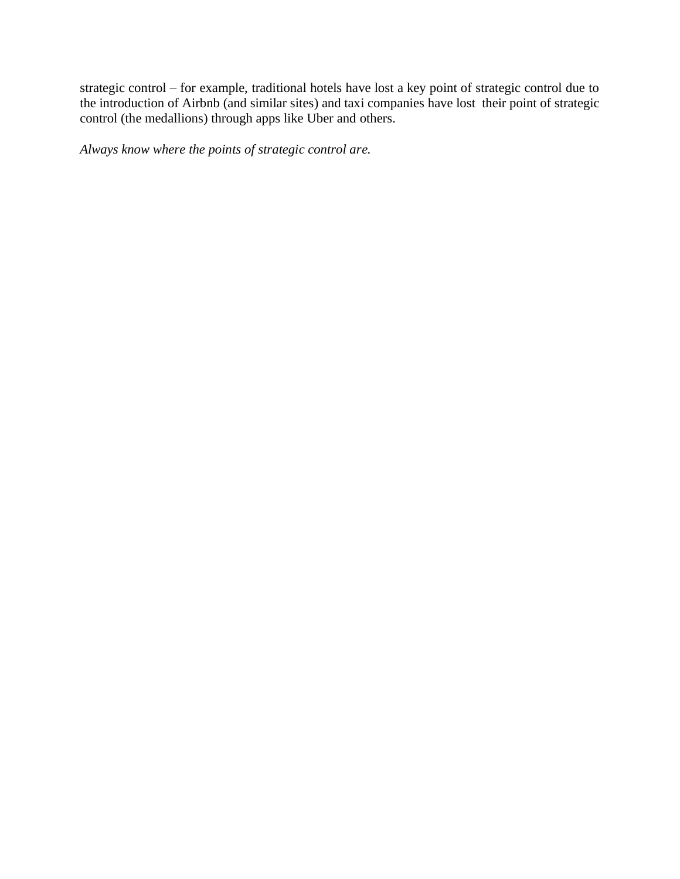strategic control – for example, traditional hotels have lost a key point of strategic control due to the introduction of Airbnb (and similar sites) and taxi companies have lost their point of strategic control (the medallions) through apps like Uber and others.

*Always know where the points of strategic control are.*